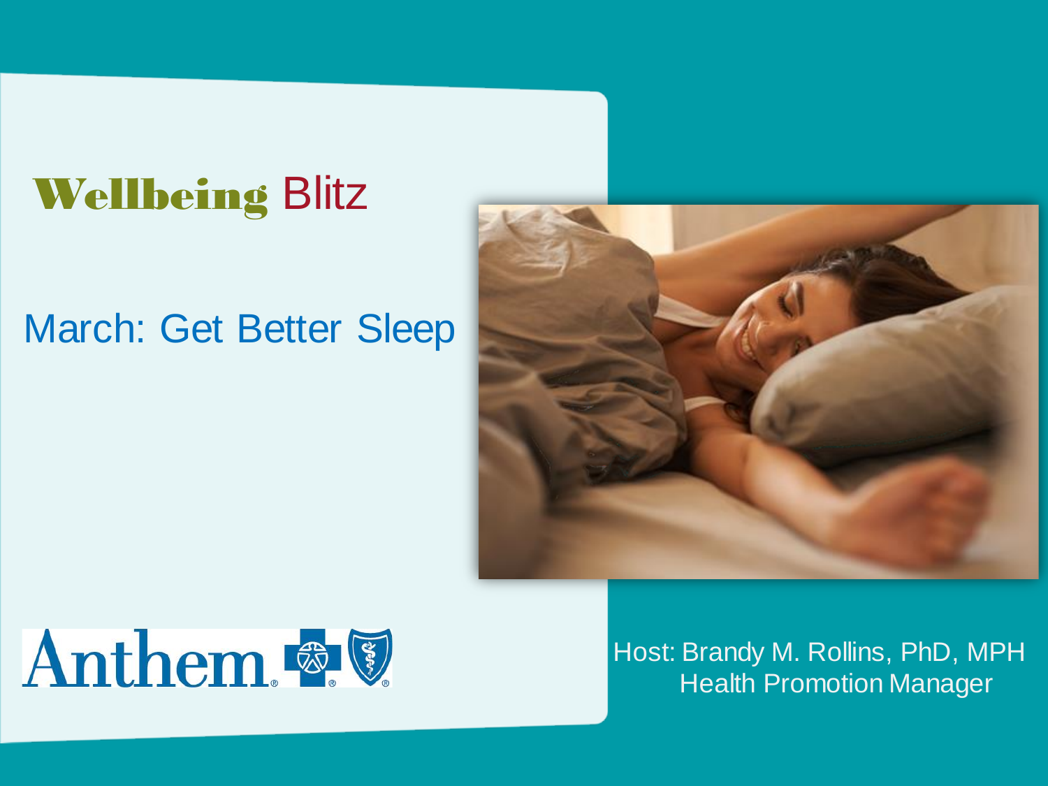# Wellbeing Blitz

## March: Get Better Sleep

Anthem

Host: Brandy M. Rollins, PhD, MPH
Health Promotion Manager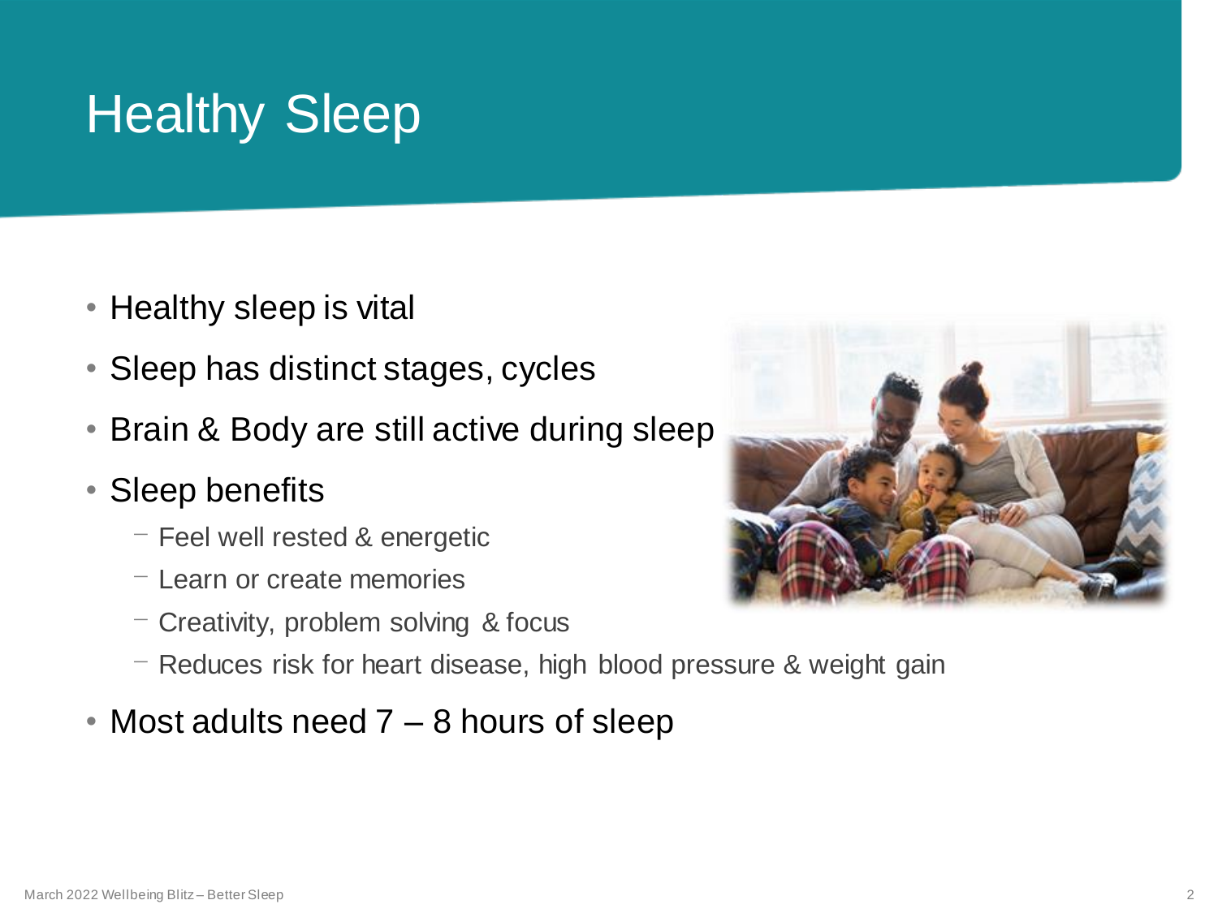# Healthy Sleep

- Healthy sleep is vital
- Sleep has distinct stages, cycles
- Brain & Body are still active during sleep
- Sleep benefits
  - Feel well rested & energetic
  - Learn or create memories
  - Creativity, problem solving & focus
  - Reduces risk for heart disease, high blood pressure & weight gain
- Most adults need 7 – 8 hours of sleep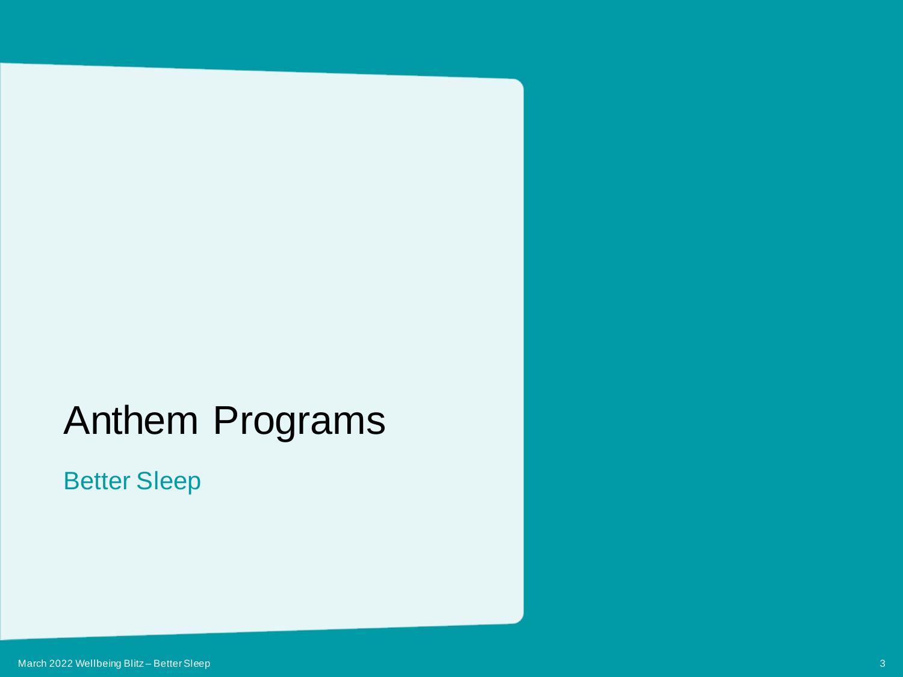# Anthem Programs

Better Sleep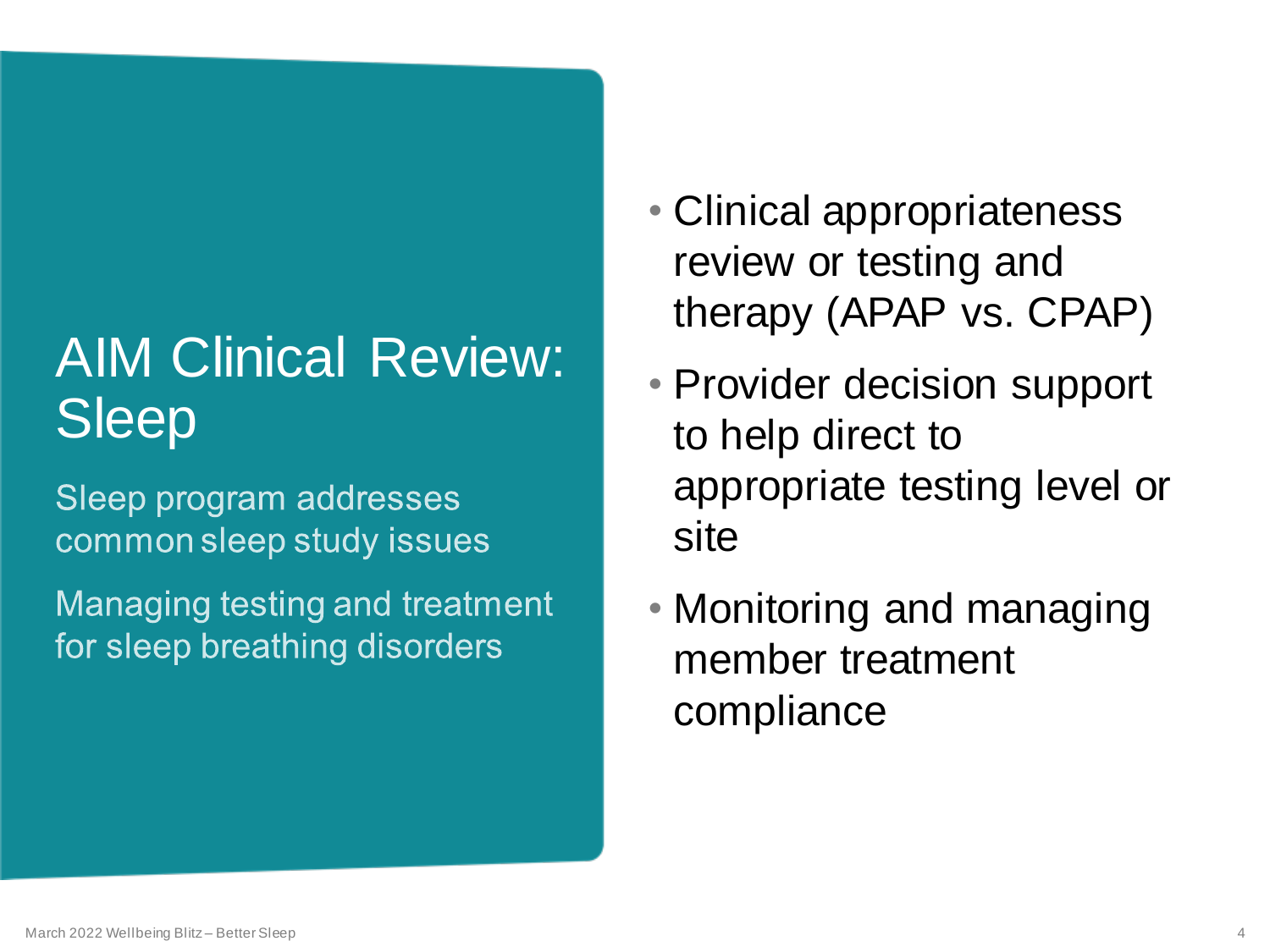# AIM Clinical Review: Sleep

Sleep program addresses common sleep study issues

Managing testing and treatment for sleep breathing disorders

- Clinical appropriateness review or testing and therapy (APAP vs. CPAP)
- Provider decision support to help direct to appropriate testing level or site
- Monitoring and managing member treatment compliance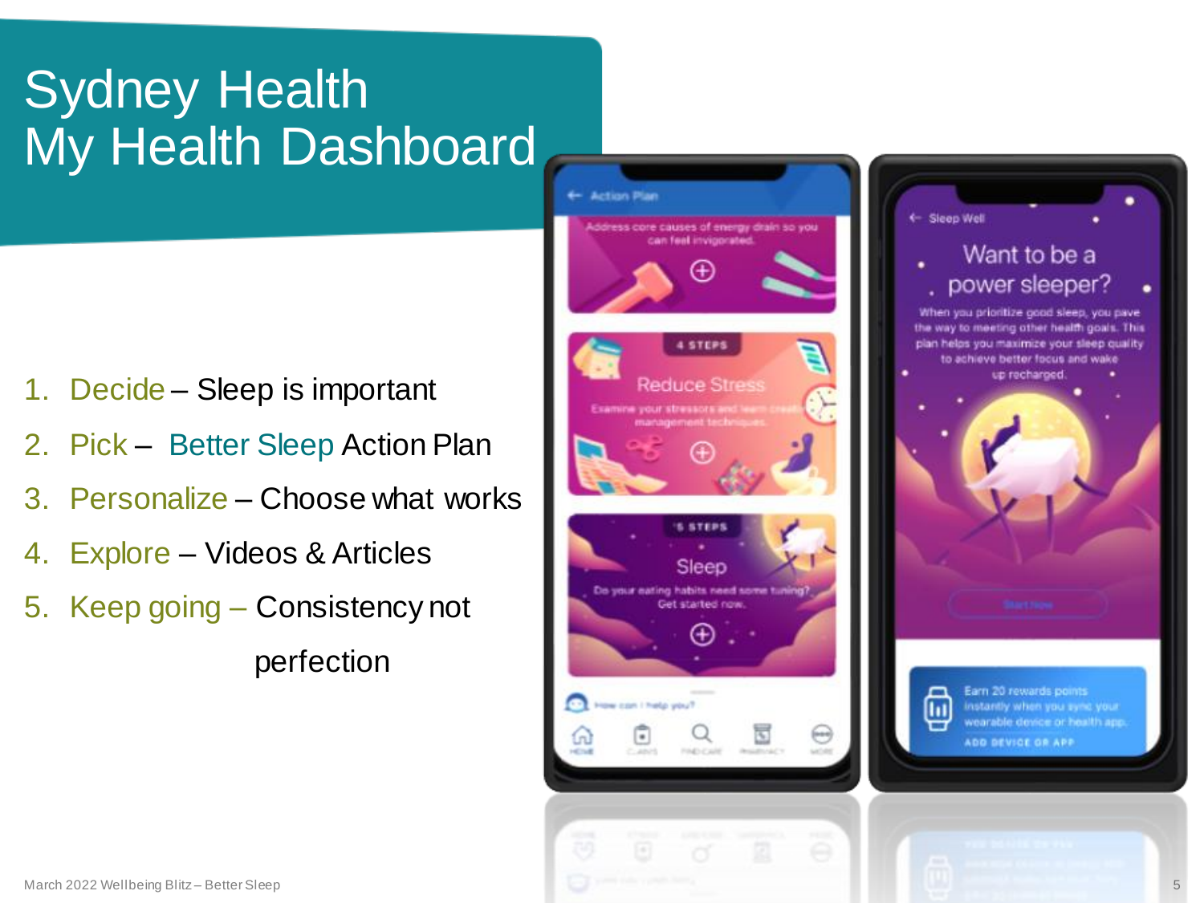# Sydney Health
# My Health Dashboard

1. Decide – Sleep is important
2. Pick – Better Sleep Action Plan
3. Personalize – Choose what works
4. Explore – Videos & Articles
5. Keep going – Consistency not perfection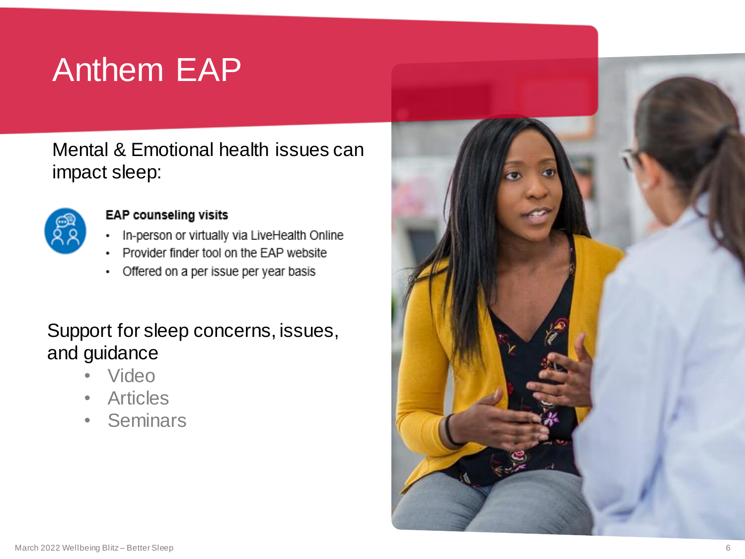# Anthem EAP

Mental & Emotional health issues can impact sleep:

**EAP counseling visits**

- In-person or virtually via LiveHealth Online
- Provider finder tool on the EAP website
- Offered on a per issue per year basis

Support for sleep concerns, issues, and guidance

- Video
- Articles
- Seminars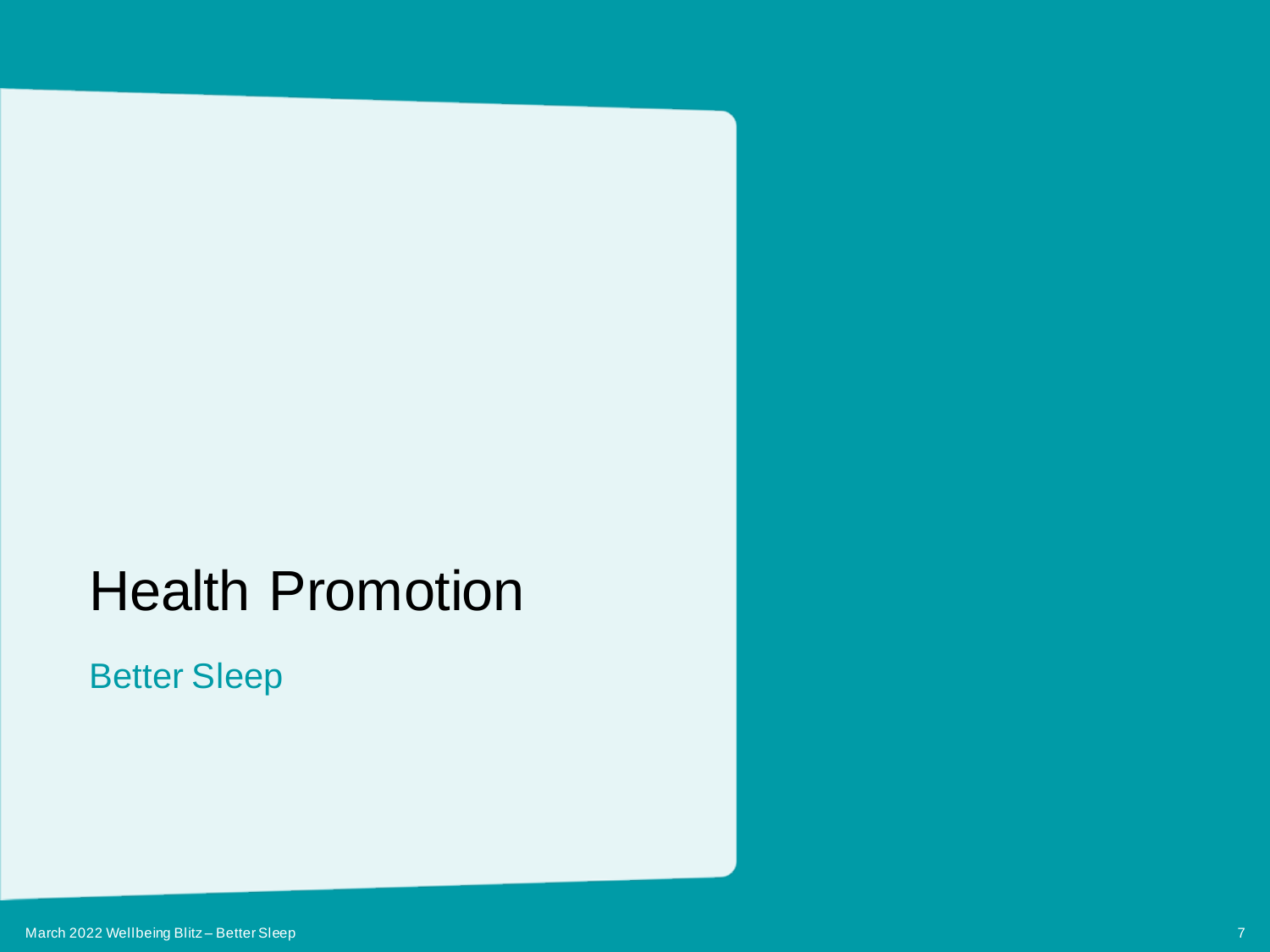# Health Promotion

## Better Sleep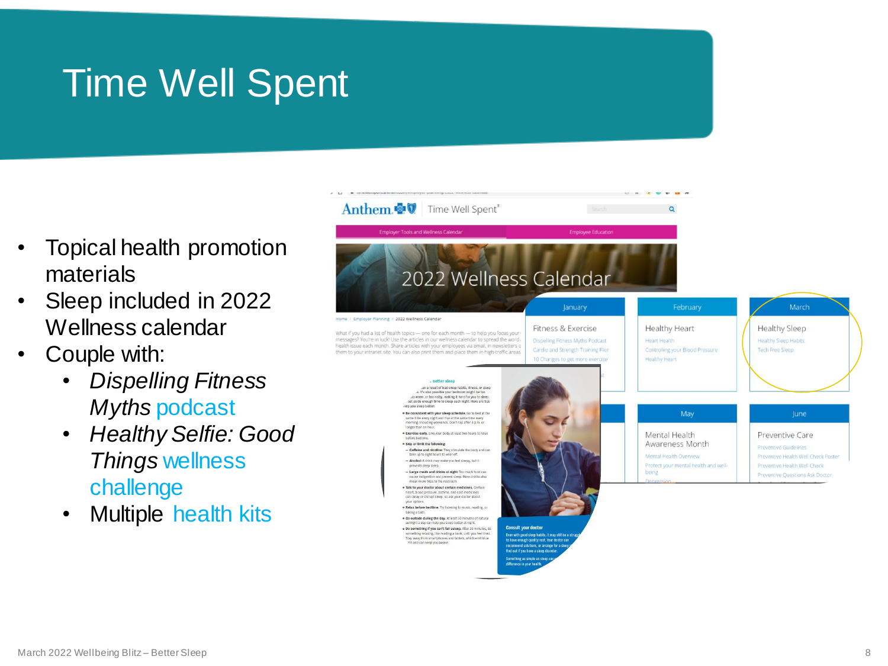# Time Well Spent

- Topical health promotion materials
- Sleep included in 2022 Wellness calendar
- Couple with:
  - *Dispelling Fitness Myths* podcast
  - *Healthy Selfie: Good Things* wellness challenge
  - Multiple health kits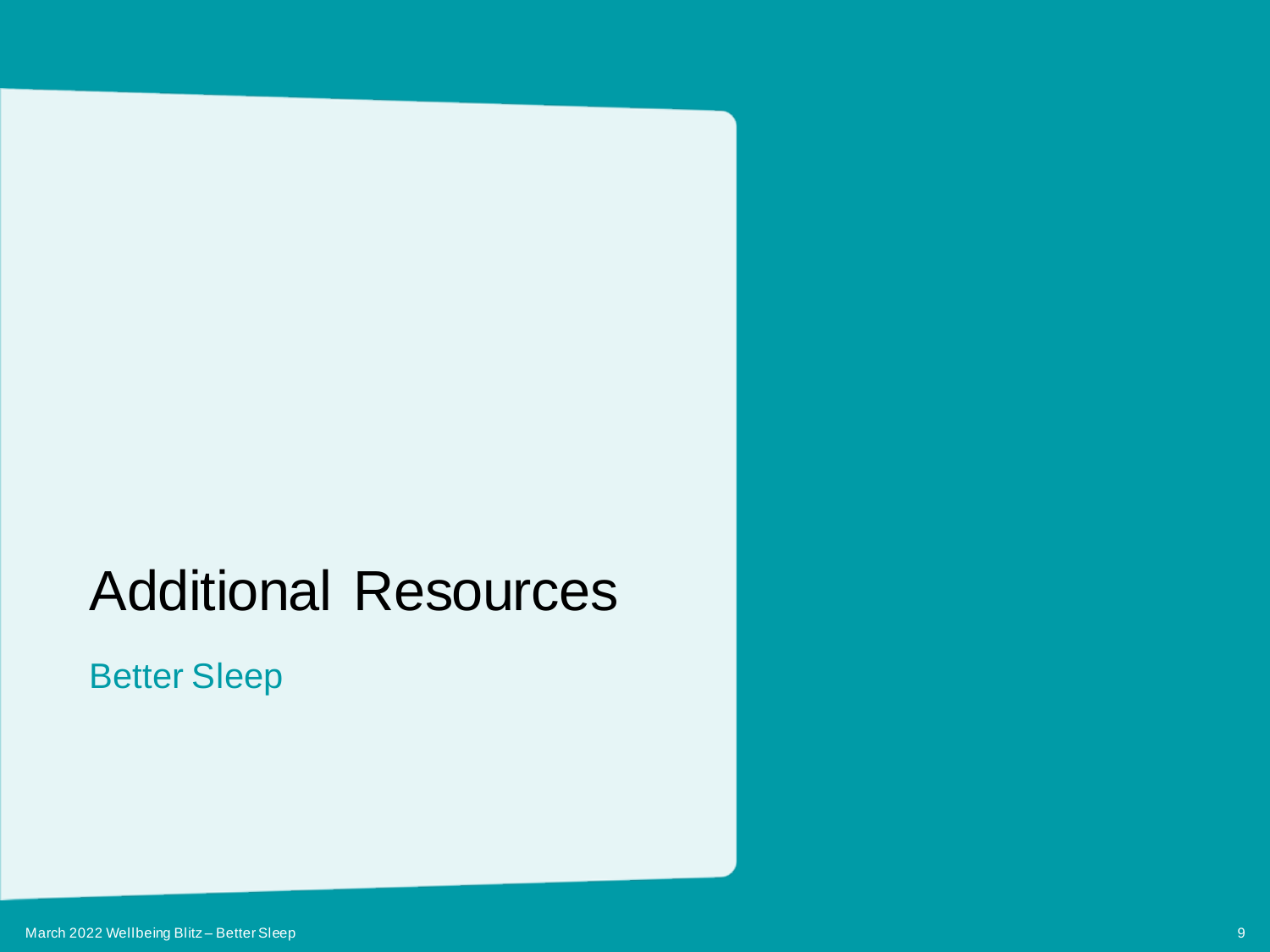# Additional Resources

Better Sleep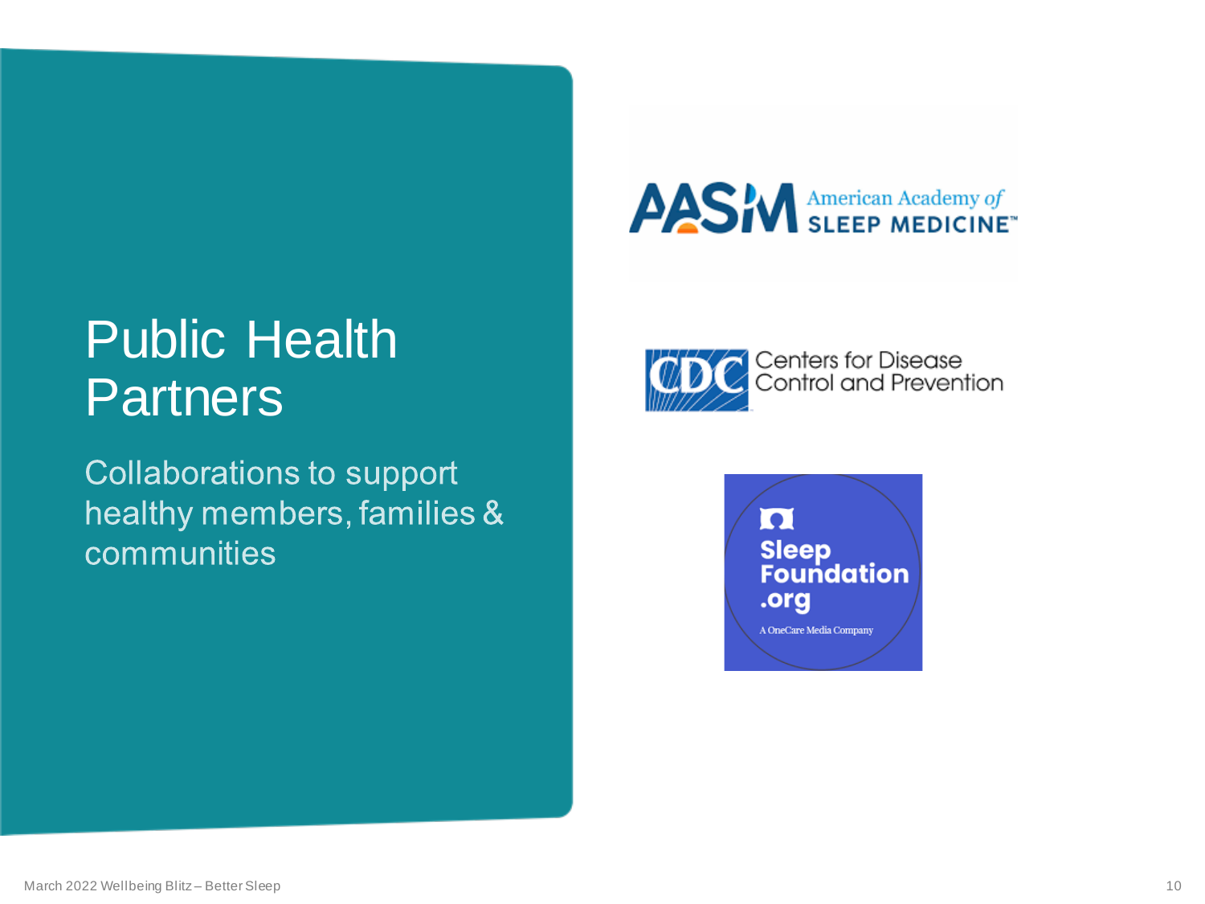# Public Health Partners

Collaborations to support healthy members, families & communities

AASM American Academy of SLEEP MEDICINE™

CDC Centers for Disease Control and Prevention

Sleep Foundation .org

A OneCare Media Company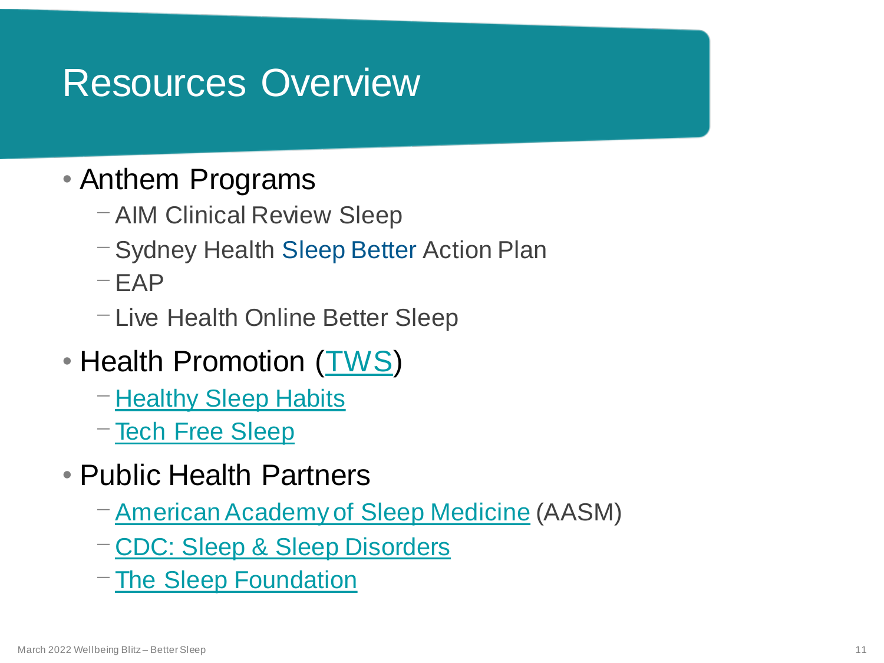# Resources Overview

- Anthem Programs
  - AIM Clinical Review Sleep
  - Sydney Health Sleep Better Action Plan
  - EAP
  - Live Health Online Better Sleep
- Health Promotion (TWS)
  - Healthy Sleep Habits
  - Tech Free Sleep
- Public Health Partners
  - American Academy of Sleep Medicine (AASM)
  - CDC: Sleep & Sleep Disorders
  - The Sleep Foundation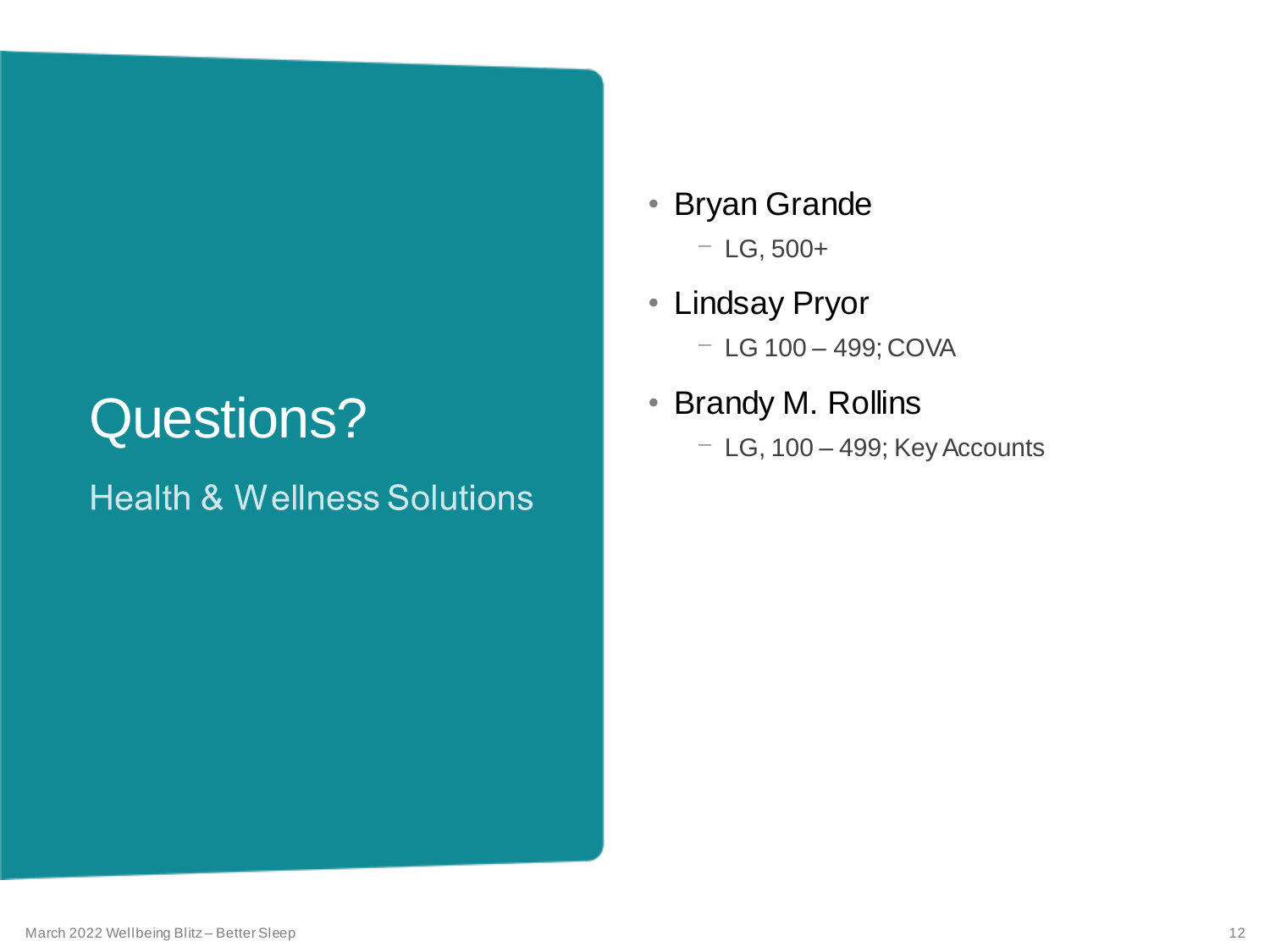# Questions?

## Health & Wellness Solutions

- Bryan Grande
  - LG, 500+
- Lindsay Pryor
  - LG 100 – 499; COVA
- Brandy M. Rollins
  - LG, 100 – 499; Key Accounts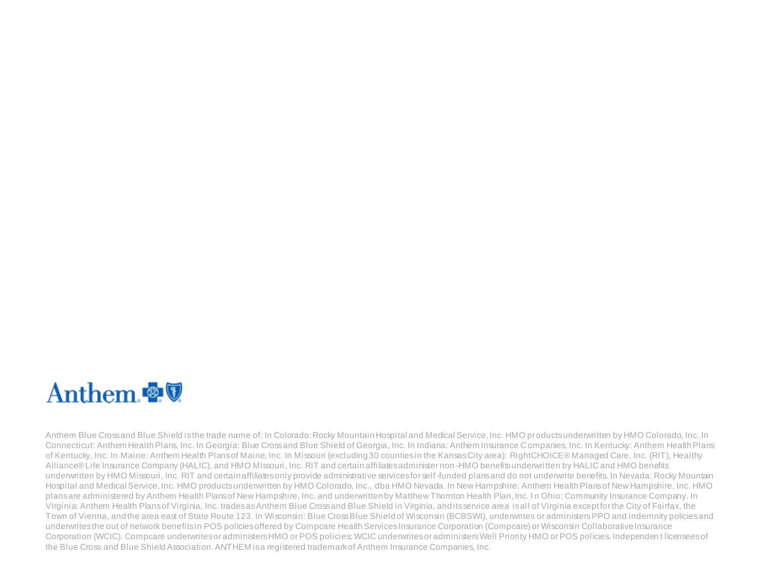Anthem

Anthem Blue Cross and Blue Shield is the trade name of: In Colorado: Rocky Mountain Hospital and Medical Service, Inc. HMO products underwritten by HMO Colorado, Inc. In Connecticut: Anthem Health Plans, Inc. In Georgia: Blue Cross and Blue Shield of Georgia, Inc. In Indiana: Anthem Insurance Companies, Inc. In Kentucky: Anthem Health Plans of Kentucky, Inc. In Maine: Anthem Health Plans of Maine, Inc. In Missouri (excluding 30 counties in the Kansas City area): RightCHOICE® Managed Care, Inc. (RIT), Healthy Alliance® Life Insurance Company (HALIC), and HMO Missouri, Inc. RIT and certain affiliates administer non-HMO benefits underwritten by HALIC and HMO benefits underwritten by HMO Missouri, Inc. RIT and certain affiliates only provide administrative services for self-funded plans and do not underwrite benefits. In Nevada: Rocky Mountain Hospital and Medical Service, Inc. HMO products underwritten by HMO Colorado, Inc., dba HMO Nevada. In New Hampshire: Anthem Health Plans of New Hampshire, Inc. HMO plans are administered by Anthem Health Plans of New Hampshire, Inc. and underwritten by Matthew Thornton Health Plan, Inc. In Ohio: Community Insurance Company. In Virginia: Anthem Health Plans of Virginia, Inc. trades as Anthem Blue Cross and Blue Shield in Virginia, and its service area is all of Virginia except for the City of Fairfax, the Town of Vienna, and the area east of State Route 123. In Wisconsin: Blue Cross Blue Shield of Wisconsin (BCBSWI), underwrites or administers PPO and indemnity policies and underwrites the out of network benefits in POS policies offered by Compcare Health Services Insurance Corporation (Compcare) or Wisconsin Collaborative Insurance Corporation (WCIC). Compcare underwrites or administers HMO or POS policies; WCIC underwrites or administers Well Priority HMO or POS policies. Independent licensees of the Blue Cross and Blue Shield Association. ANTHEM is a registered trademark of Anthem Insurance Companies, Inc.